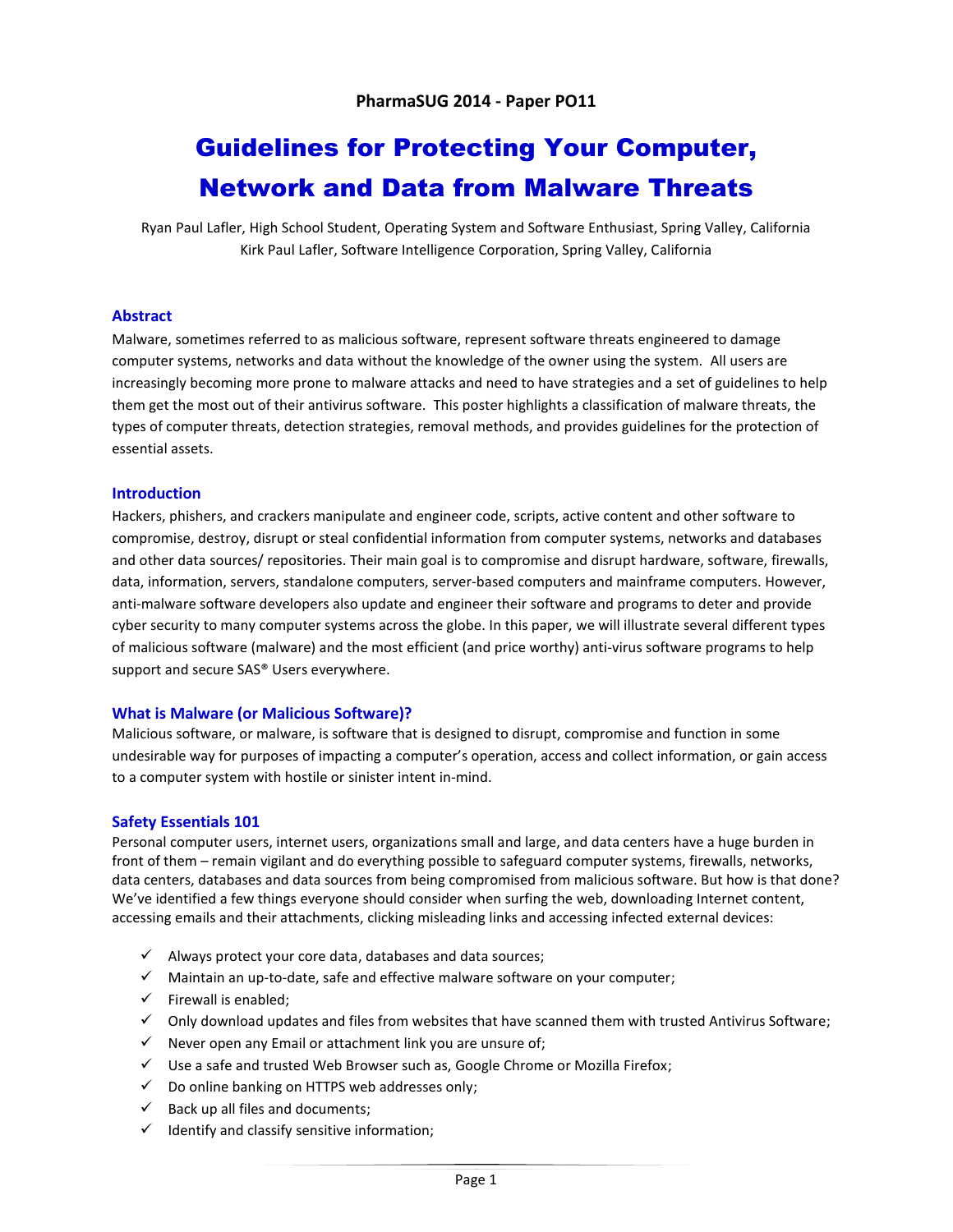**PharmaSUG 2014 - Paper PO11**

# Guidelines for Protecting Your Computer, Network and Data from Malware Threats

Ryan Paul Lafler, High School Student, Operating System and Software Enthusiast, Spring Valley, California
Kirk Paul Lafler, Software Intelligence Corporation, Spring Valley, California

## Abstract

Malware, sometimes referred to as malicious software, represent software threats engineered to damage computer systems, networks and data without the knowledge of the owner using the system. All users are increasingly becoming more prone to malware attacks and need to have strategies and a set of guidelines to help them get the most out of their antivirus software. This poster highlights a classification of malware threats, the types of computer threats, detection strategies, removal methods, and provides guidelines for the protection of essential assets.

## Introduction

Hackers, phishers, and crackers manipulate and engineer code, scripts, active content and other software to compromise, destroy, disrupt or steal confidential information from computer systems, networks and databases and other data sources/ repositories. Their main goal is to compromise and disrupt hardware, software, firewalls, data, information, servers, standalone computers, server-based computers and mainframe computers. However, anti-malware software developers also update and engineer their software and programs to deter and provide cyber security to many computer systems across the globe. In this paper, we will illustrate several different types of malicious software (malware) and the most efficient (and price worthy) anti-virus software programs to help support and secure SAS® Users everywhere.

## What is Malware (or Malicious Software)?

Malicious software, or malware, is software that is designed to disrupt, compromise and function in some undesirable way for purposes of impacting a computer's operation, access and collect information, or gain access to a computer system with hostile or sinister intent in-mind.

## Safety Essentials 101

Personal computer users, internet users, organizations small and large, and data centers have a huge burden in front of them – remain vigilant and do everything possible to safeguard computer systems, firewalls, networks, data centers, databases and data sources from being compromised from malicious software. But how is that done? We've identified a few things everyone should consider when surfing the web, downloading Internet content, accessing emails and their attachments, clicking misleading links and accessing infected external devices:

- ✓ Always protect your core data, databases and data sources;
- ✓ Maintain an up-to-date, safe and effective malware software on your computer;
- ✓ Firewall is enabled;
- ✓ Only download updates and files from websites that have scanned them with trusted Antivirus Software;
- ✓ Never open any Email or attachment link you are unsure of;
- ✓ Use a safe and trusted Web Browser such as, Google Chrome or Mozilla Firefox;
- ✓ Do online banking on HTTPS web addresses only;
- ✓ Back up all files and documents;
- ✓ Identify and classify sensitive information;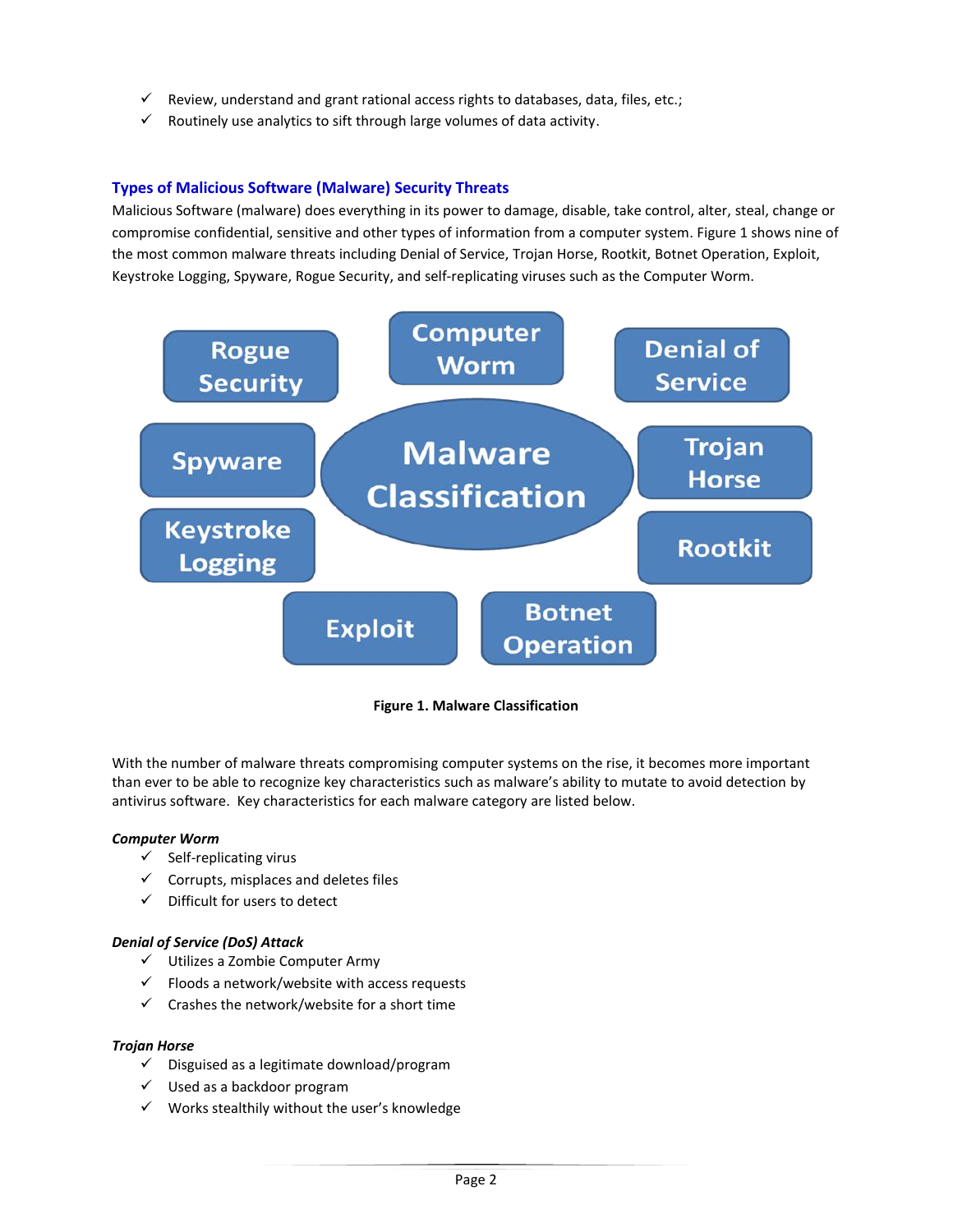- ✓ Review, understand and grant rational access rights to databases, data, files, etc.;
- ✓ Routinely use analytics to sift through large volumes of data activity.

## Types of Malicious Software (Malware) Security Threats

Malicious Software (malware) does everything in its power to damage, disable, take control, alter, steal, change or compromise confidential, sensitive and other types of information from a computer system. Figure 1 shows nine of the most common malware threats including Denial of Service, Trojan Horse, Rootkit, Botnet Operation, Exploit, Keystroke Logging, Spyware, Rogue Security, and self-replicating viruses such as the Computer Worm.

Rogue Security | Computer Worm | Denial of Service | Spyware | Malware Classification | Trojan Horse | Keystroke Logging | Rootkit | Exploit | Botnet Operation

**Figure 1. Malware Classification**

With the number of malware threats compromising computer systems on the rise, it becomes more important than ever to be able to recognize key characteristics such as malware's ability to mutate to avoid detection by antivirus software. Key characteristics for each malware category are listed below.

***Computer Worm***

- ✓ Self-replicating virus
- ✓ Corrupts, misplaces and deletes files
- ✓ Difficult for users to detect

***Denial of Service (DoS) Attack***

- ✓ Utilizes a Zombie Computer Army
- ✓ Floods a network/website with access requests
- ✓ Crashes the network/website for a short time

***Trojan Horse***

- ✓ Disguised as a legitimate download/program
- ✓ Used as a backdoor program
- ✓ Works stealthily without the user's knowledge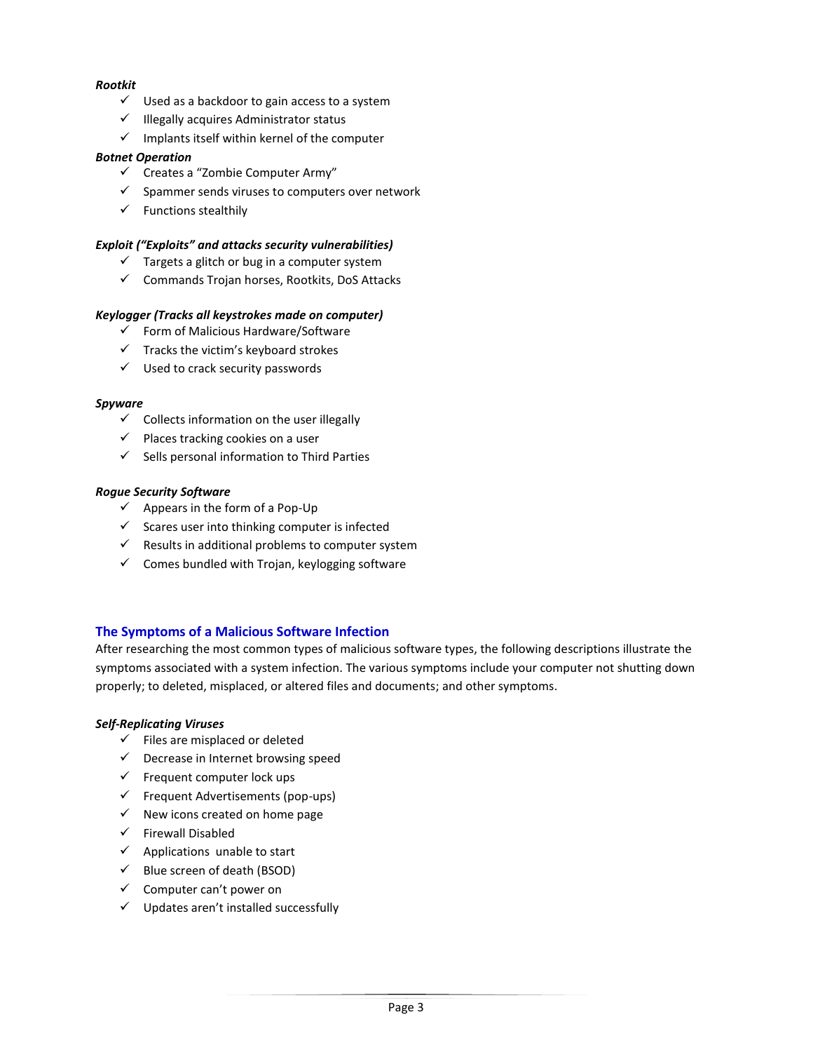***Rootkit***

- ✓ Used as a backdoor to gain access to a system
- ✓ Illegally acquires Administrator status
- ✓ Implants itself within kernel of the computer

***Botnet Operation***

- ✓ Creates a "Zombie Computer Army"
- ✓ Spammer sends viruses to computers over network
- ✓ Functions stealthily

***Exploit ("Exploits" and attacks security vulnerabilities)***

- ✓ Targets a glitch or bug in a computer system
- ✓ Commands Trojan horses, Rootkits, DoS Attacks

***Keylogger (Tracks all keystrokes made on computer)***

- ✓ Form of Malicious Hardware/Software
- ✓ Tracks the victim's keyboard strokes
- ✓ Used to crack security passwords

***Spyware***

- ✓ Collects information on the user illegally
- ✓ Places tracking cookies on a user
- ✓ Sells personal information to Third Parties

***Rogue Security Software***

- ✓ Appears in the form of a Pop-Up
- ✓ Scares user into thinking computer is infected
- ✓ Results in additional problems to computer system
- ✓ Comes bundled with Trojan, keylogging software

## The Symptoms of a Malicious Software Infection

After researching the most common types of malicious software types, the following descriptions illustrate the symptoms associated with a system infection. The various symptoms include your computer not shutting down properly; to deleted, misplaced, or altered files and documents; and other symptoms.

***Self-Replicating Viruses***

- ✓ Files are misplaced or deleted
- ✓ Decrease in Internet browsing speed
- ✓ Frequent computer lock ups
- ✓ Frequent Advertisements (pop-ups)
- ✓ New icons created on home page
- ✓ Firewall Disabled
- ✓ Applications unable to start
- ✓ Blue screen of death (BSOD)
- ✓ Computer can't power on
- ✓ Updates aren't installed successfully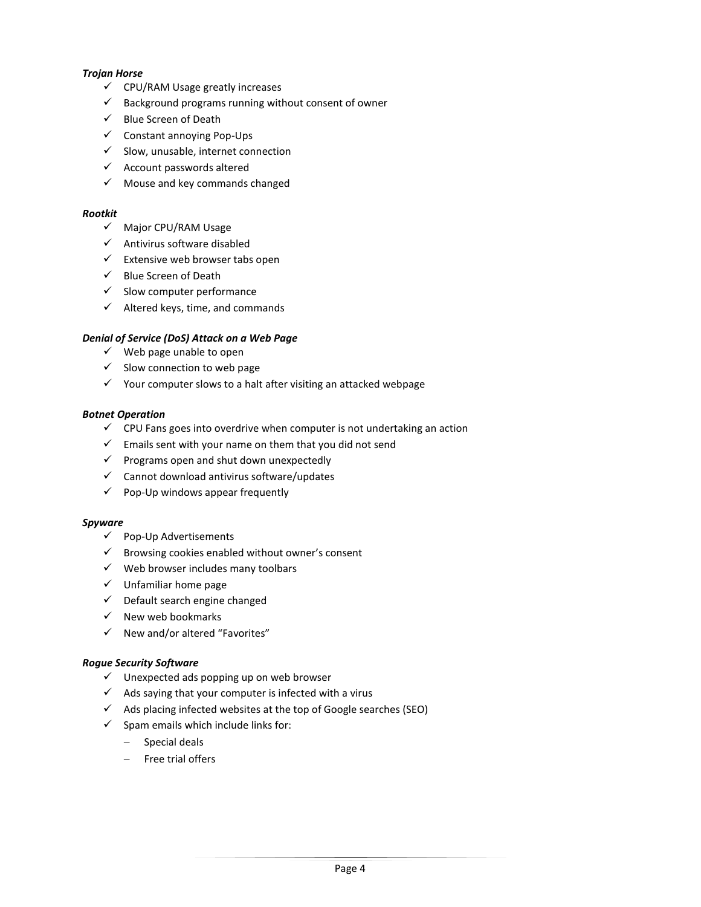***Trojan Horse***

- ✓ CPU/RAM Usage greatly increases
- ✓ Background programs running without consent of owner
- ✓ Blue Screen of Death
- ✓ Constant annoying Pop-Ups
- ✓ Slow, unusable, internet connection
- ✓ Account passwords altered
- ✓ Mouse and key commands changed

***Rootkit***

- ✓ Major CPU/RAM Usage
- ✓ Antivirus software disabled
- ✓ Extensive web browser tabs open
- ✓ Blue Screen of Death
- ✓ Slow computer performance
- ✓ Altered keys, time, and commands

***Denial of Service (DoS) Attack on a Web Page***

- ✓ Web page unable to open
- ✓ Slow connection to web page
- ✓ Your computer slows to a halt after visiting an attacked webpage

***Botnet Operation***

- ✓ CPU Fans goes into overdrive when computer is not undertaking an action
- ✓ Emails sent with your name on them that you did not send
- ✓ Programs open and shut down unexpectedly
- ✓ Cannot download antivirus software/updates
- ✓ Pop-Up windows appear frequently

***Spyware***

- ✓ Pop-Up Advertisements
- ✓ Browsing cookies enabled without owner's consent
- ✓ Web browser includes many toolbars
- ✓ Unfamiliar home page
- ✓ Default search engine changed
- ✓ New web bookmarks
- ✓ New and/or altered "Favorites"

***Rogue Security Software***

- ✓ Unexpected ads popping up on web browser
- ✓ Ads saying that your computer is infected with a virus
- ✓ Ads placing infected websites at the top of Google searches (SEO)
- ✓ Spam emails which include links for:
  - Special deals
  - Free trial offers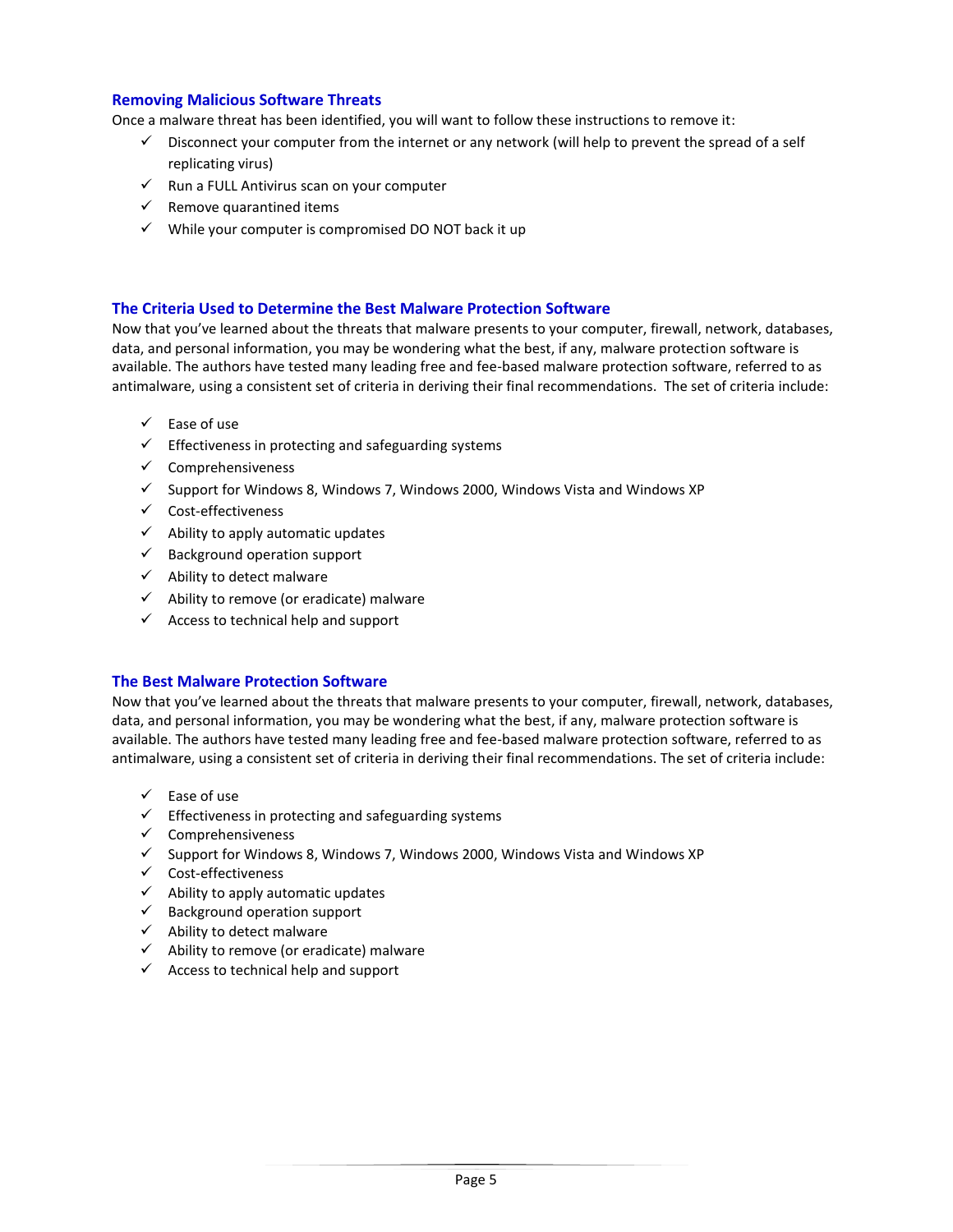### Removing Malicious Software Threats

Once a malware threat has been identified, you will want to follow these instructions to remove it:

- ✓ Disconnect your computer from the internet or any network (will help to prevent the spread of a self replicating virus)
- ✓ Run a FULL Antivirus scan on your computer
- ✓ Remove quarantined items
- ✓ While your computer is compromised DO NOT back it up

### The Criteria Used to Determine the Best Malware Protection Software

Now that you've learned about the threats that malware presents to your computer, firewall, network, databases, data, and personal information, you may be wondering what the best, if any, malware protection software is available. The authors have tested many leading free and fee-based malware protection software, referred to as antimalware, using a consistent set of criteria in deriving their final recommendations. The set of criteria include:

- ✓ Ease of use
- ✓ Effectiveness in protecting and safeguarding systems
- ✓ Comprehensiveness
- ✓ Support for Windows 8, Windows 7, Windows 2000, Windows Vista and Windows XP
- ✓ Cost-effectiveness
- ✓ Ability to apply automatic updates
- ✓ Background operation support
- ✓ Ability to detect malware
- ✓ Ability to remove (or eradicate) malware
- ✓ Access to technical help and support

### The Best Malware Protection Software

Now that you've learned about the threats that malware presents to your computer, firewall, network, databases, data, and personal information, you may be wondering what the best, if any, malware protection software is available. The authors have tested many leading free and fee-based malware protection software, referred to as antimalware, using a consistent set of criteria in deriving their final recommendations. The set of criteria include:

- ✓ Ease of use
- ✓ Effectiveness in protecting and safeguarding systems
- ✓ Comprehensiveness
- ✓ Support for Windows 8, Windows 7, Windows 2000, Windows Vista and Windows XP
- ✓ Cost-effectiveness
- ✓ Ability to apply automatic updates
- ✓ Background operation support
- ✓ Ability to detect malware
- ✓ Ability to remove (or eradicate) malware
- ✓ Access to technical help and support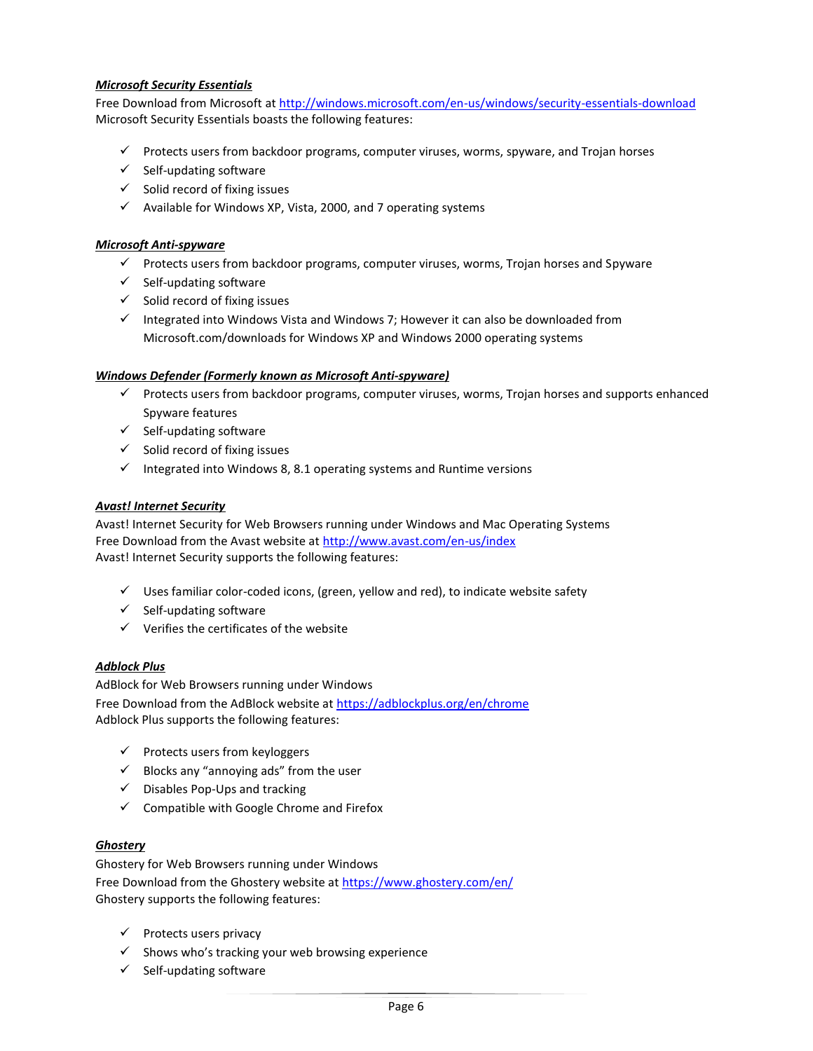***Microsoft Security Essentials***

Free Download from Microsoft at http://windows.microsoft.com/en-us/windows/security-essentials-download
Microsoft Security Essentials boasts the following features:

- ✓ Protects users from backdoor programs, computer viruses, worms, spyware, and Trojan horses
- ✓ Self-updating software
- ✓ Solid record of fixing issues
- ✓ Available for Windows XP, Vista, 2000, and 7 operating systems

***Microsoft Anti-spyware***

- ✓ Protects users from backdoor programs, computer viruses, worms, Trojan horses and Spyware
- ✓ Self-updating software
- ✓ Solid record of fixing issues
- ✓ Integrated into Windows Vista and Windows 7; However it can also be downloaded from Microsoft.com/downloads for Windows XP and Windows 2000 operating systems

***Windows Defender (Formerly known as Microsoft Anti-spyware)***

- ✓ Protects users from backdoor programs, computer viruses, worms, Trojan horses and supports enhanced Spyware features
- ✓ Self-updating software
- ✓ Solid record of fixing issues
- ✓ Integrated into Windows 8, 8.1 operating systems and Runtime versions

***Avast! Internet Security***

Avast! Internet Security for Web Browsers running under Windows and Mac Operating Systems
Free Download from the Avast website at http://www.avast.com/en-us/index
Avast! Internet Security supports the following features:

- ✓ Uses familiar color-coded icons, (green, yellow and red), to indicate website safety
- ✓ Self-updating software
- ✓ Verifies the certificates of the website

***Adblock Plus***

AdBlock for Web Browsers running under Windows
Free Download from the AdBlock website at https://adblockplus.org/en/chrome
Adblock Plus supports the following features:

- ✓ Protects users from keyloggers
- ✓ Blocks any "annoying ads" from the user
- ✓ Disables Pop-Ups and tracking
- ✓ Compatible with Google Chrome and Firefox

***Ghostery***

Ghostery for Web Browsers running under Windows
Free Download from the Ghostery website at https://www.ghostery.com/en/
Ghostery supports the following features:

- ✓ Protects users privacy
- ✓ Shows who's tracking your web browsing experience
- ✓ Self-updating software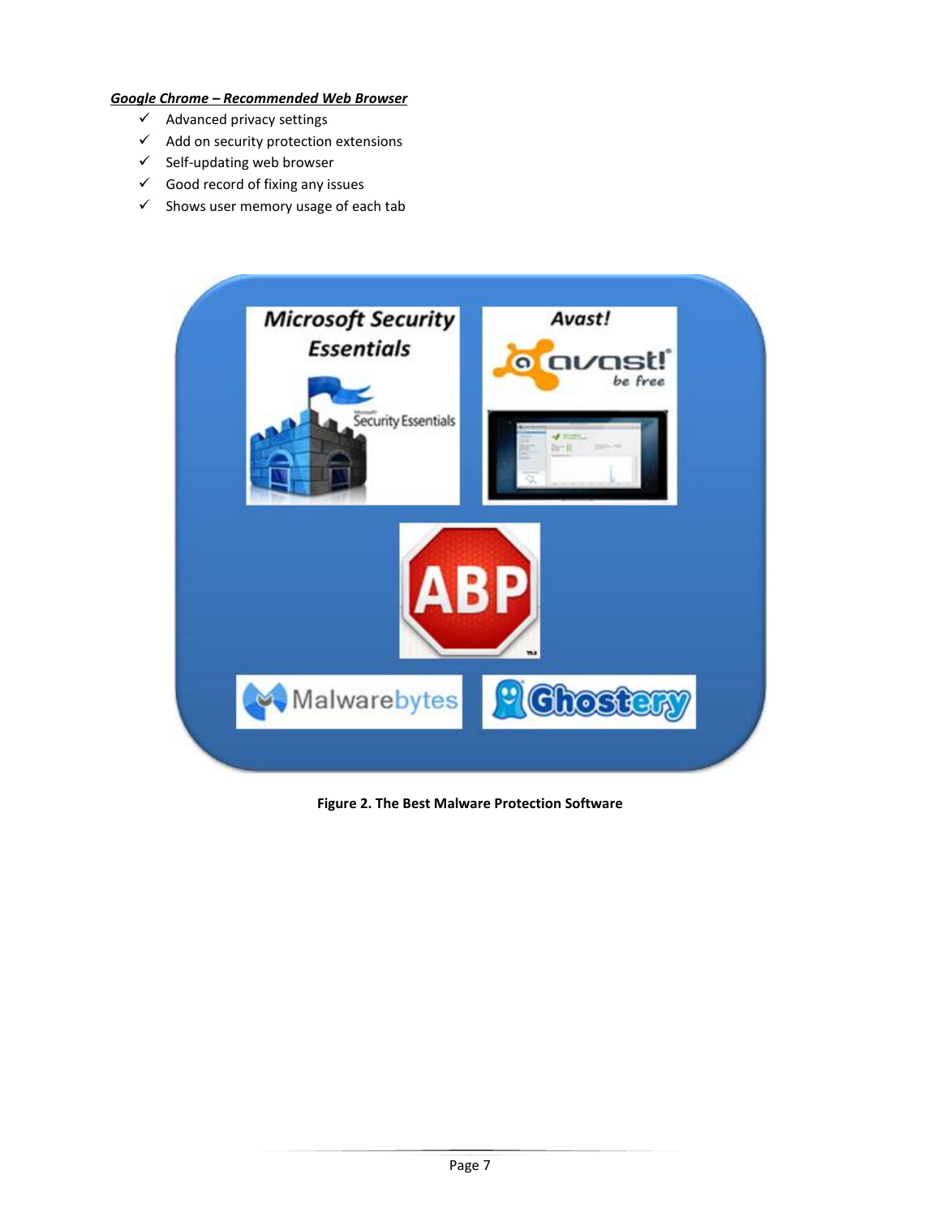***Google Chrome – Recommended Web Browser***

- ✓ Advanced privacy settings
- ✓ Add on security protection extensions
- ✓ Self-updating web browser
- ✓ Good record of fixing any issues
- ✓ Shows user memory usage of each tab

**Figure 2. The Best Malware Protection Software**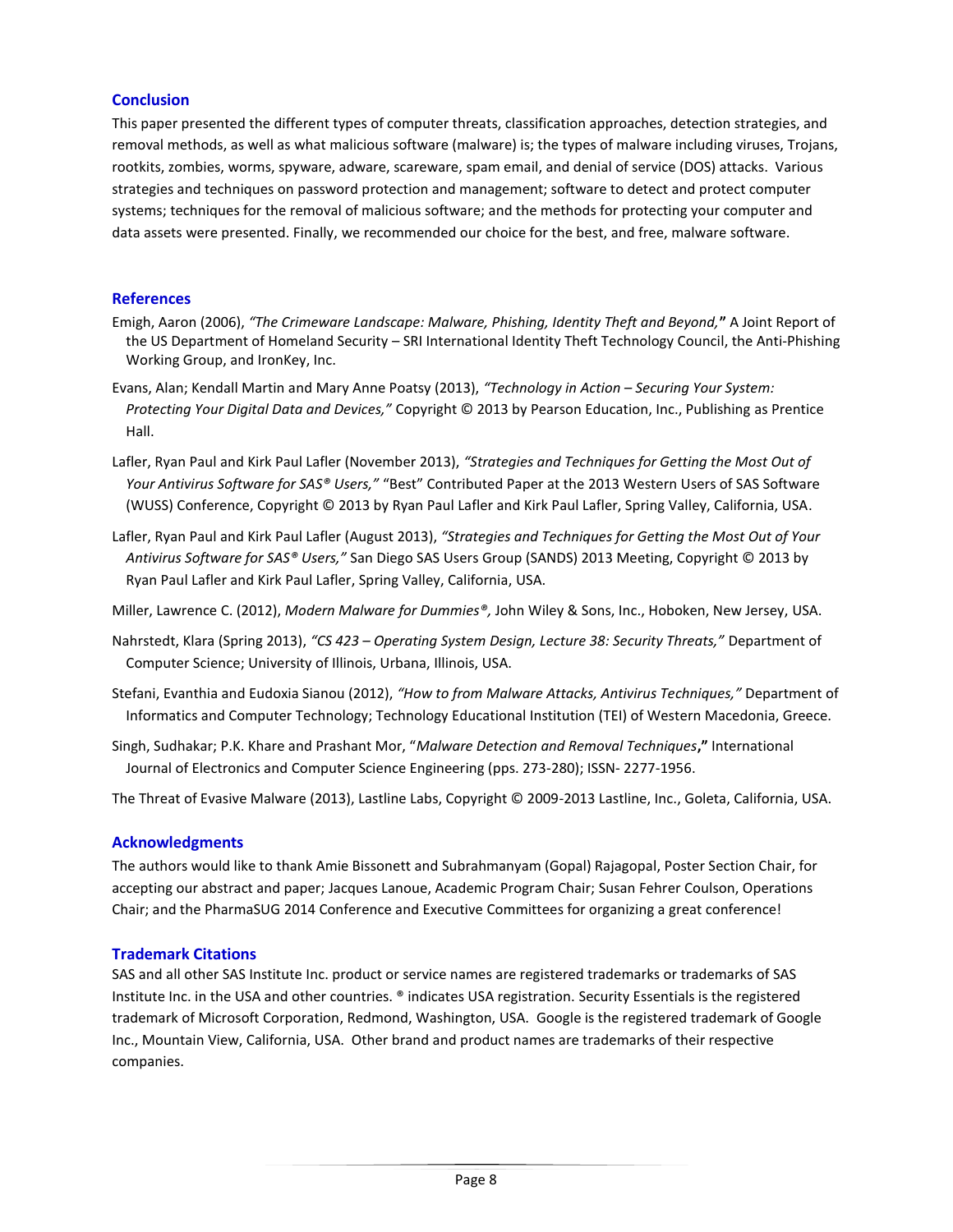## Conclusion

This paper presented the different types of computer threats, classification approaches, detection strategies, and removal methods, as well as what malicious software (malware) is; the types of malware including viruses, Trojans, rootkits, zombies, worms, spyware, adware, scareware, spam email, and denial of service (DOS) attacks. Various strategies and techniques on password protection and management; software to detect and protect computer systems; techniques for the removal of malicious software; and the methods for protecting your computer and data assets were presented. Finally, we recommended our choice for the best, and free, malware software.

## References

Emigh, Aaron (2006), *"The Crimeware Landscape: Malware, Phishing, Identity Theft and Beyond,"* A Joint Report of the US Department of Homeland Security – SRI International Identity Theft Technology Council, the Anti-Phishing Working Group, and IronKey, Inc.

Evans, Alan; Kendall Martin and Mary Anne Poatsy (2013), *"Technology in Action – Securing Your System: Protecting Your Digital Data and Devices,"* Copyright © 2013 by Pearson Education, Inc., Publishing as Prentice Hall.

Lafler, Ryan Paul and Kirk Paul Lafler (November 2013), *"Strategies and Techniques for Getting the Most Out of Your Antivirus Software for SAS® Users,"* "Best" Contributed Paper at the 2013 Western Users of SAS Software (WUSS) Conference, Copyright © 2013 by Ryan Paul Lafler and Kirk Paul Lafler, Spring Valley, California, USA.

Lafler, Ryan Paul and Kirk Paul Lafler (August 2013), *"Strategies and Techniques for Getting the Most Out of Your Antivirus Software for SAS® Users,"* San Diego SAS Users Group (SANDS) 2013 Meeting, Copyright © 2013 by Ryan Paul Lafler and Kirk Paul Lafler, Spring Valley, California, USA.

Miller, Lawrence C. (2012), *Modern Malware for Dummies®,* John Wiley & Sons, Inc., Hoboken, New Jersey, USA.

Nahrstedt, Klara (Spring 2013), *"CS 423 – Operating System Design, Lecture 38: Security Threats,"* Department of Computer Science; University of Illinois, Urbana, Illinois, USA.

Stefani, Evanthia and Eudoxia Sianou (2012), *"How to from Malware Attacks, Antivirus Techniques,"* Department of Informatics and Computer Technology; Technology Educational Institution (TEI) of Western Macedonia, Greece.

Singh, Sudhakar; P.K. Khare and Prashant Mor, "*Malware Detection and Removal Techniques*," International Journal of Electronics and Computer Science Engineering (pps. 273-280); ISSN- 2277-1956.

The Threat of Evasive Malware (2013), Lastline Labs, Copyright © 2009-2013 Lastline, Inc., Goleta, California, USA.

## Acknowledgments

The authors would like to thank Amie Bissonett and Subrahmanyam (Gopal) Rajagopal, Poster Section Chair, for accepting our abstract and paper; Jacques Lanoue, Academic Program Chair; Susan Fehrer Coulson, Operations Chair; and the PharmaSUG 2014 Conference and Executive Committees for organizing a great conference!

## Trademark Citations

SAS and all other SAS Institute Inc. product or service names are registered trademarks or trademarks of SAS Institute Inc. in the USA and other countries. ® indicates USA registration. Security Essentials is the registered trademark of Microsoft Corporation, Redmond, Washington, USA. Google is the registered trademark of Google Inc., Mountain View, California, USA. Other brand and product names are trademarks of their respective companies.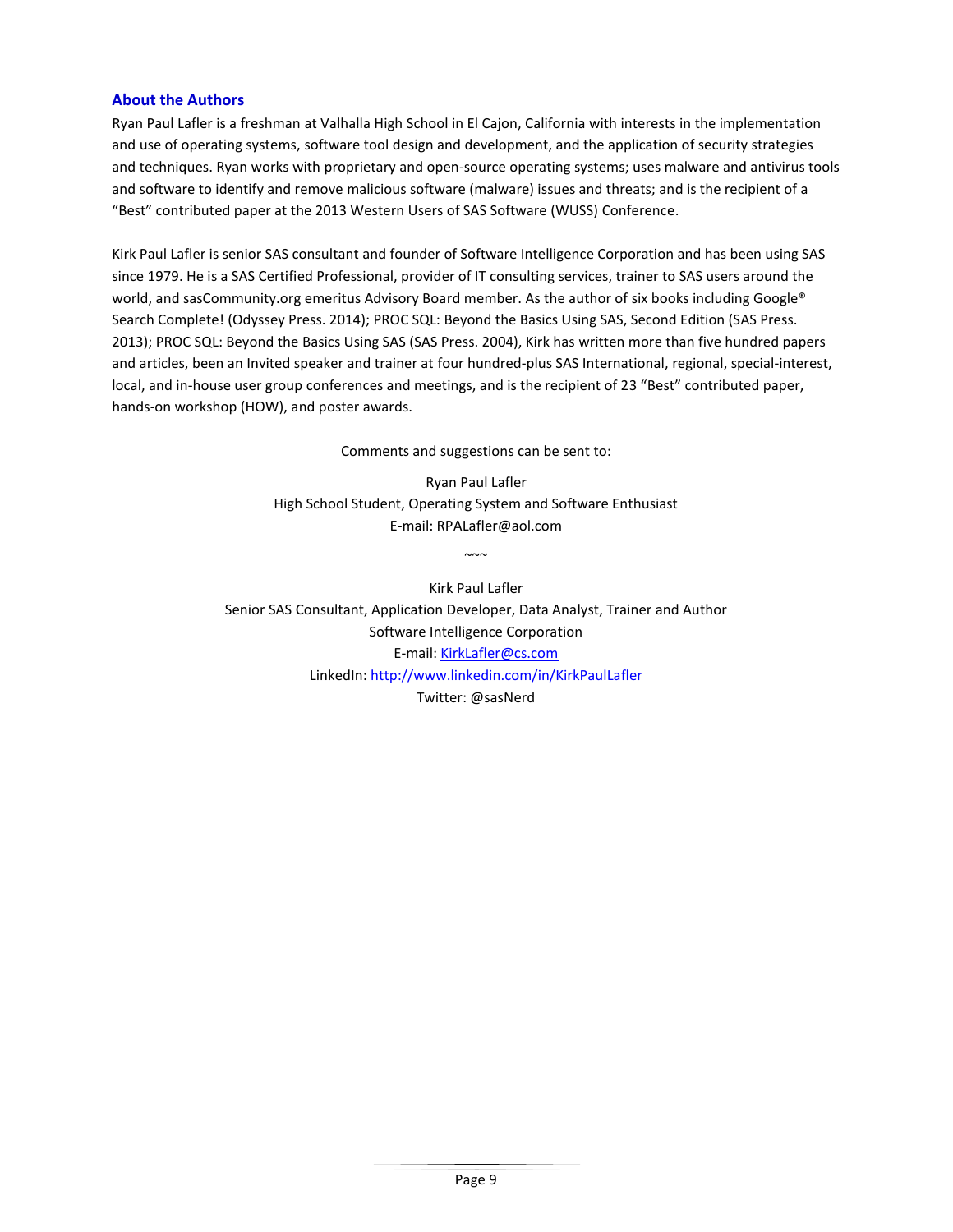## About the Authors

Ryan Paul Lafler is a freshman at Valhalla High School in El Cajon, California with interests in the implementation and use of operating systems, software tool design and development, and the application of security strategies and techniques. Ryan works with proprietary and open-source operating systems; uses malware and antivirus tools and software to identify and remove malicious software (malware) issues and threats; and is the recipient of a "Best" contributed paper at the 2013 Western Users of SAS Software (WUSS) Conference.

Kirk Paul Lafler is senior SAS consultant and founder of Software Intelligence Corporation and has been using SAS since 1979. He is a SAS Certified Professional, provider of IT consulting services, trainer to SAS users around the world, and sasCommunity.org emeritus Advisory Board member. As the author of six books including Google® Search Complete! (Odyssey Press. 2014); PROC SQL: Beyond the Basics Using SAS, Second Edition (SAS Press. 2013); PROC SQL: Beyond the Basics Using SAS (SAS Press. 2004), Kirk has written more than five hundred papers and articles, been an Invited speaker and trainer at four hundred-plus SAS International, regional, special-interest, local, and in-house user group conferences and meetings, and is the recipient of 23 "Best" contributed paper, hands-on workshop (HOW), and poster awards.

Comments and suggestions can be sent to:

Ryan Paul Lafler
High School Student, Operating System and Software Enthusiast
E-mail: RPALafler@aol.com

~~~

Kirk Paul Lafler
Senior SAS Consultant, Application Developer, Data Analyst, Trainer and Author
Software Intelligence Corporation
E-mail: KirkLafler@cs.com
LinkedIn: http://www.linkedin.com/in/KirkPaulLafler
Twitter: @sasNerd